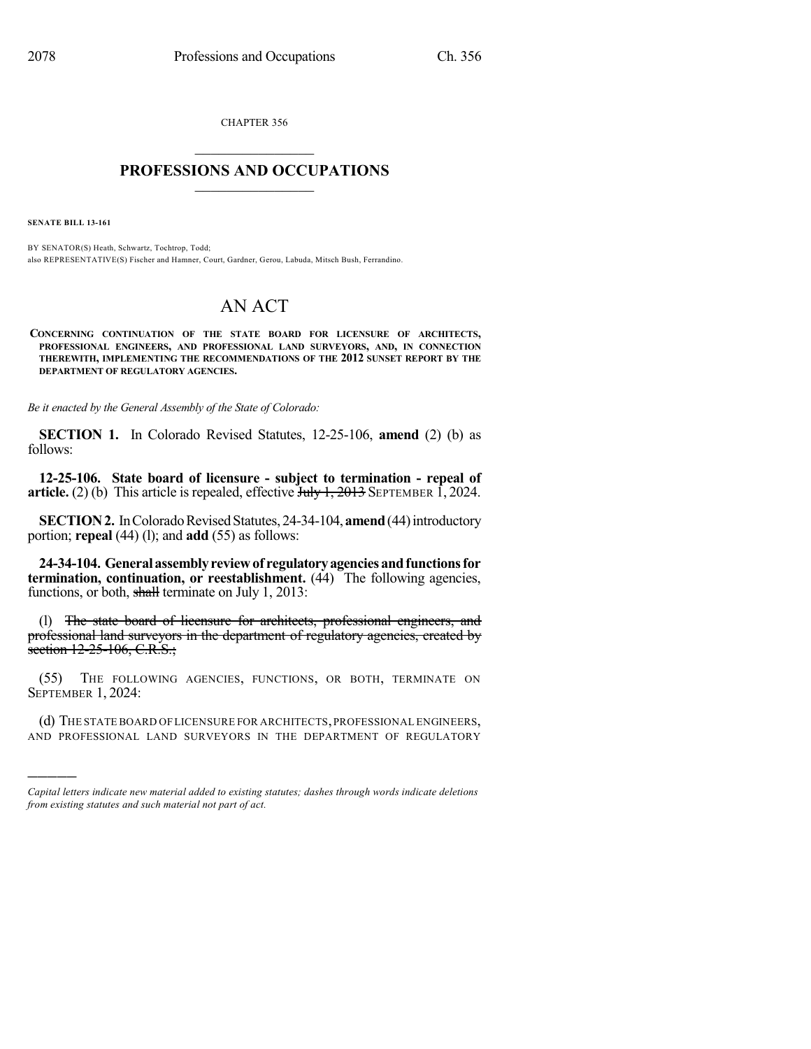CHAPTER 356

# PROFESSIONS AND OCCUPATIONS

**SENATE BILL 13-161**

BY SENATOR(S) Heath, Schwartz, Tochtrop, Todd;
also REPRESENTATIVE(S) Fischer and Hamner, Court, Gardner, Gerou, Labuda, Mitsch Bush, Ferrandino.

# AN ACT

**CONCERNING CONTINUATION OF THE STATE BOARD FOR LICENSURE OF ARCHITECTS, PROFESSIONAL ENGINEERS, AND PROFESSIONAL LAND SURVEYORS, AND, IN CONNECTION THEREWITH, IMPLEMENTING THE RECOMMENDATIONS OF THE 2012 SUNSET REPORT BY THE DEPARTMENT OF REGULATORY AGENCIES.**

*Be it enacted by the General Assembly of the State of Colorado:*

**SECTION 1.** In Colorado Revised Statutes, 12-25-106, **amend** (2) (b) as follows:

**12-25-106. State board of licensure - subject to termination - repeal of article.** (2) (b) This article is repealed, effective ~~July 1, 2013~~ SEPTEMBER 1, 2024.

**SECTION 2.** In Colorado Revised Statutes, 24-34-104, **amend** (44) introductory portion; **repeal** (44) (l); and **add** (55) as follows:

**24-34-104. General assembly review of regulatory agencies and functions for termination, continuation, or reestablishment.** (44) The following agencies, functions, or both, ~~shall~~ terminate on July 1, 2013:

(l) ~~The state board of licensure for architects, professional engineers, and professional land surveyors in the department of regulatory agencies, created by section 12-25-106, C.R.S.;~~

(55) THE FOLLOWING AGENCIES, FUNCTIONS, OR BOTH, TERMINATE ON SEPTEMBER 1, 2024:

(d) THE STATE BOARD OF LICENSURE FOR ARCHITECTS, PROFESSIONAL ENGINEERS, AND PROFESSIONAL LAND SURVEYORS IN THE DEPARTMENT OF REGULATORY

---

*Capital letters indicate new material added to existing statutes; dashes through words indicate deletions from existing statutes and such material not part of act.*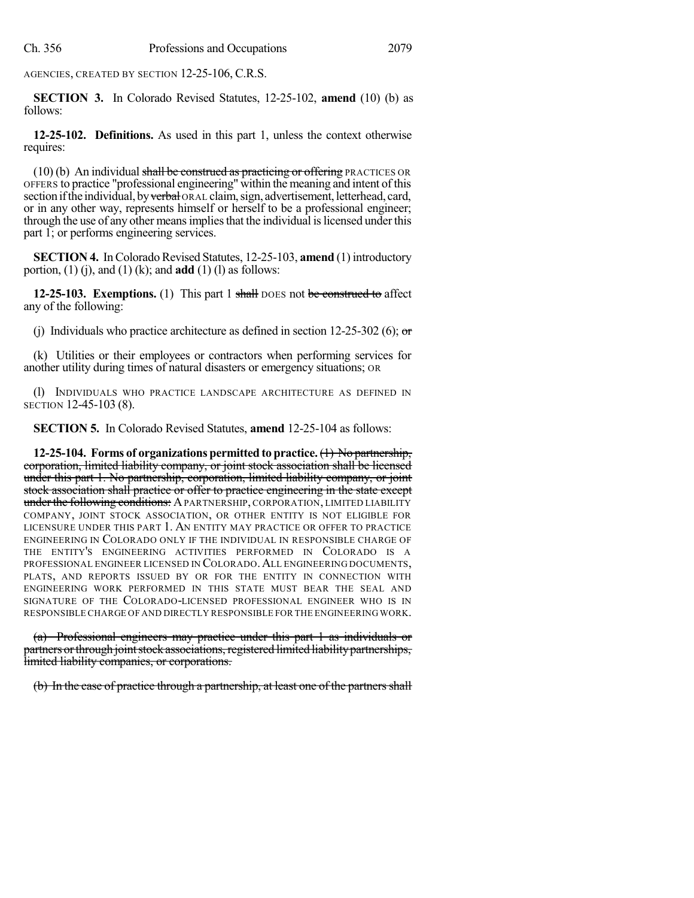AGENCIES, CREATED BY SECTION 12-25-106, C.R.S.

**SECTION 3.** In Colorado Revised Statutes, 12-25-102, **amend** (10) (b) as follows:

**12-25-102. Definitions.** As used in this part 1, unless the context otherwise requires:

(10) (b) An individual ~~shall be construed as practicing or offering~~ PRACTICES OR OFFERS to practice "professional engineering" within the meaning and intent of this section if the individual, by ~~verbal~~ ORAL claim, sign, advertisement, letterhead, card, or in any other way, represents himself or herself to be a professional engineer; through the use of any other means implies that the individual is licensed under this part 1; or performs engineering services.

**SECTION 4.** In Colorado Revised Statutes, 12-25-103, **amend** (1) introductory portion, (1) (j), and (1) (k); and **add** (1) (l) as follows:

**12-25-103. Exemptions.** (1) This part 1 ~~shall~~ DOES not ~~be construed to~~ affect any of the following:

(j) Individuals who practice architecture as defined in section 12-25-302 (6); ~~or~~

(k) Utilities or their employees or contractors when performing services for another utility during times of natural disasters or emergency situations; OR

(l) INDIVIDUALS WHO PRACTICE LANDSCAPE ARCHITECTURE AS DEFINED IN SECTION 12-45-103 (8).

**SECTION 5.** In Colorado Revised Statutes, **amend** 12-25-104 as follows:

**12-25-104. Forms of organizations permitted to practice.** ~~(1) No partnership, corporation, limited liability company, or joint stock association shall be licensed under this part 1. No partnership, corporation, limited liability company, or joint stock association shall practice or offer to practice engineering in the state except under the following conditions:~~ A PARTNERSHIP, CORPORATION, LIMITED LIABILITY COMPANY, JOINT STOCK ASSOCIATION, OR OTHER ENTITY IS NOT ELIGIBLE FOR LICENSURE UNDER THIS PART 1. AN ENTITY MAY PRACTICE OR OFFER TO PRACTICE ENGINEERING IN COLORADO ONLY IF THE INDIVIDUAL IN RESPONSIBLE CHARGE OF THE ENTITY'S ENGINEERING ACTIVITIES PERFORMED IN COLORADO IS A PROFESSIONAL ENGINEER LICENSED IN COLORADO. ALL ENGINEERING DOCUMENTS, PLATS, AND REPORTS ISSUED BY OR FOR THE ENTITY IN CONNECTION WITH ENGINEERING WORK PERFORMED IN THIS STATE MUST BEAR THE SEAL AND SIGNATURE OF THE COLORADO-LICENSED PROFESSIONAL ENGINEER WHO IS IN RESPONSIBLE CHARGE OF AND DIRECTLY RESPONSIBLE FOR THE ENGINEERING WORK.

~~(a) Professional engineers may practice under this part 1 as individuals or partners or through joint stock associations, registered limited liability partnerships, limited liability companies, or corporations.~~

~~(b) In the case of practice through a partnership, at least one of the partners shall~~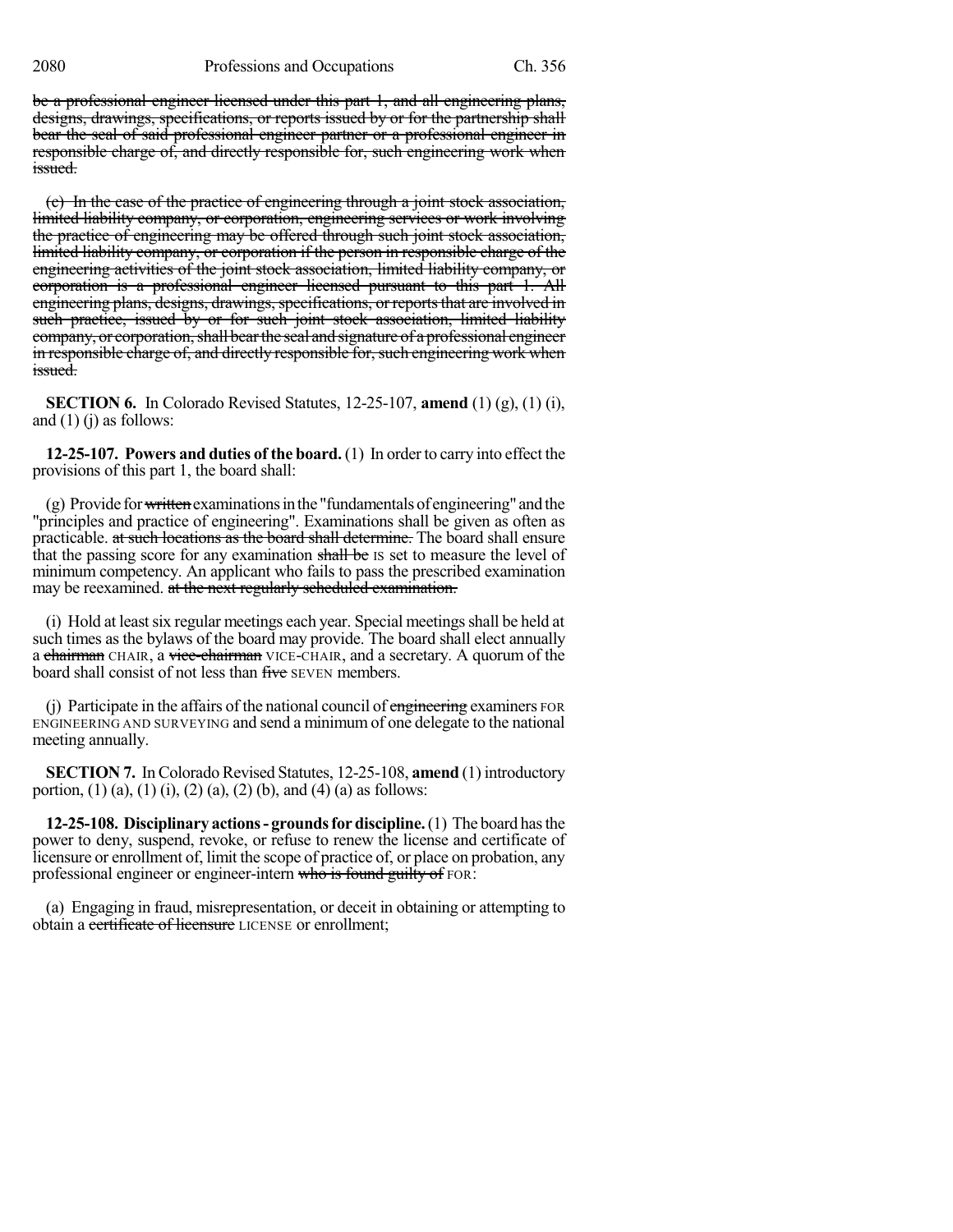~~be a professional engineer licensed under this part 1, and all engineering plans, designs, drawings, specifications, or reports issued by or for the partnership shall bear the seal of said professional engineer partner or a professional engineer in responsible charge of, and directly responsible for, such engineering work when issued.~~

~~(c) In the case of the practice of engineering through a joint stock association, limited liability company, or corporation, engineering services or work involving the practice of engineering may be offered through such joint stock association, limited liability company, or corporation if the person in responsible charge of the engineering activities of the joint stock association, limited liability company, or corporation is a professional engineer licensed pursuant to this part 1. All engineering plans, designs, drawings, specifications, or reports that are involved in such practice, issued by or for such joint stock association, limited liability company, or corporation, shall bear the seal and signature of a professional engineer in responsible charge of, and directly responsible for, such engineering work when issued.~~

**SECTION 6.** In Colorado Revised Statutes, 12-25-107, **amend** (1) (g), (1) (i), and (1) (j) as follows:

**12-25-107. Powers and duties of the board.** (1) In order to carry into effect the provisions of this part 1, the board shall:

(g) Provide for ~~written~~ examinations in the "fundamentals of engineering" and the "principles and practice of engineering". Examinations shall be given as often as practicable. ~~at such locations as the board shall determine.~~ The board shall ensure that the passing score for any examination ~~shall be~~ IS set to measure the level of minimum competency. An applicant who fails to pass the prescribed examination may be reexamined. ~~at the next regularly scheduled examination.~~

(i) Hold at least six regular meetings each year. Special meetings shall be held at such times as the bylaws of the board may provide. The board shall elect annually a ~~chairman~~ CHAIR, a ~~vice-chairman~~ VICE-CHAIR, and a secretary. A quorum of the board shall consist of not less than ~~five~~ SEVEN members.

(j) Participate in the affairs of the national council of ~~engineering~~ examiners FOR ENGINEERING AND SURVEYING and send a minimum of one delegate to the national meeting annually.

**SECTION 7.** In Colorado Revised Statutes, 12-25-108, **amend** (1) introductory portion, (1) (a), (1) (i), (2) (a), (2) (b), and (4) (a) as follows:

**12-25-108. Disciplinary actions - grounds for discipline.** (1) The board has the power to deny, suspend, revoke, or refuse to renew the license and certificate of licensure or enrollment of, limit the scope of practice of, or place on probation, any professional engineer or engineer-intern ~~who is found guilty of~~ FOR:

(a) Engaging in fraud, misrepresentation, or deceit in obtaining or attempting to obtain a ~~certificate of licensure~~ LICENSE or enrollment;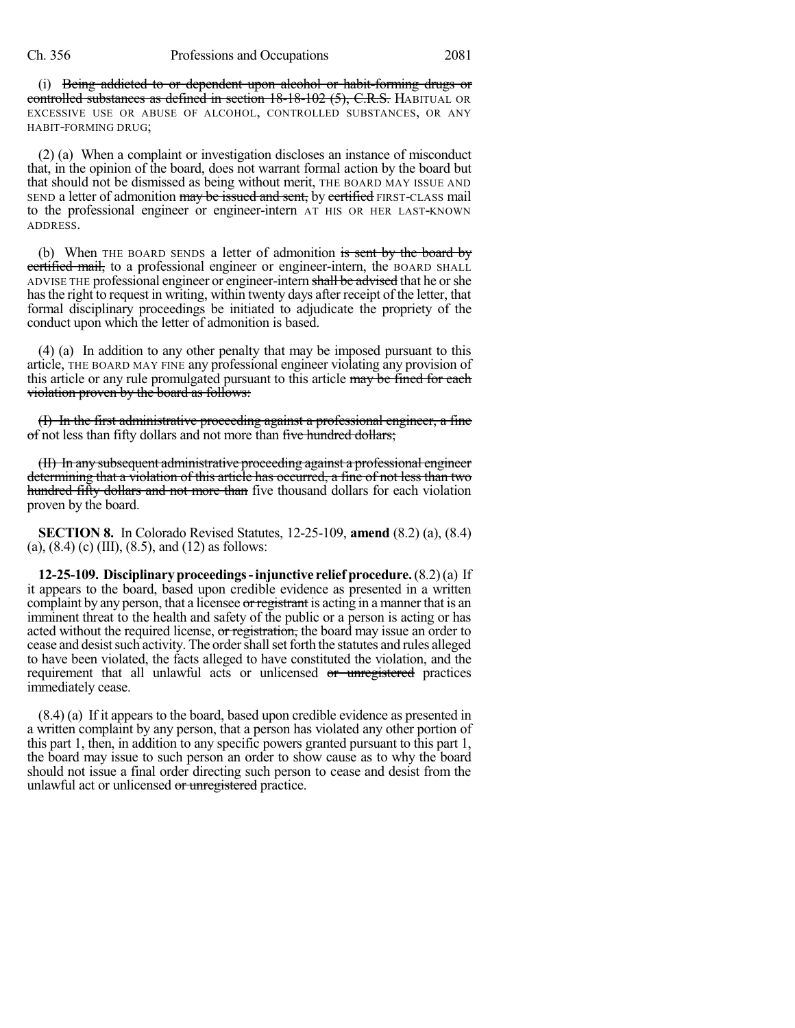(i) ~~Being addicted to or dependent upon alcohol or habit-forming drugs or controlled substances as defined in section 18-18-102 (5), C.R.S.~~ HABITUAL OR EXCESSIVE USE OR ABUSE OF ALCOHOL, CONTROLLED SUBSTANCES, OR ANY HABIT-FORMING DRUG;

(2) (a) When a complaint or investigation discloses an instance of misconduct that, in the opinion of the board, does not warrant formal action by the board but that should not be dismissed as being without merit, THE BOARD MAY ISSUE AND SEND a letter of admonition ~~may be issued and sent,~~ by ~~certified~~ FIRST-CLASS mail to the professional engineer or engineer-intern AT HIS OR HER LAST-KNOWN ADDRESS.

(b) When THE BOARD SENDS a letter of admonition ~~is sent by the board by certified mail,~~ to a professional engineer or engineer-intern, the BOARD SHALL ADVISE THE professional engineer or engineer-intern ~~shall be advised~~ that he or she has the right to request in writing, within twenty days after receipt of the letter, that formal disciplinary proceedings be initiated to adjudicate the propriety of the conduct upon which the letter of admonition is based.

(4) (a) In addition to any other penalty that may be imposed pursuant to this article, THE BOARD MAY FINE any professional engineer violating any provision of this article or any rule promulgated pursuant to this article ~~may be fined for each violation proven by the board as follows:~~

~~(I) In the first administrative proceeding against a professional engineer, a fine of~~ not less than fifty dollars and not more than ~~five hundred dollars;~~

~~(II) In any subsequent administrative proceeding against a professional engineer determining that a violation of this article has occurred, a fine of not less than two hundred fifty dollars and not more than~~ five thousand dollars for each violation proven by the board.

**SECTION 8.** In Colorado Revised Statutes, 12-25-109, **amend** (8.2) (a), (8.4) (a), (8.4) (c) (III), (8.5), and (12) as follows:

**12-25-109. Disciplinary proceedings - injunctive relief procedure.** (8.2) (a) If it appears to the board, based upon credible evidence as presented in a written complaint by any person, that a licensee ~~or registrant~~ is acting in a manner that is an imminent threat to the health and safety of the public or a person is acting or has acted without the required license, ~~or registration,~~ the board may issue an order to cease and desist such activity. The order shall set forth the statutes and rules alleged to have been violated, the facts alleged to have constituted the violation, and the requirement that all unlawful acts or unlicensed ~~or unregistered~~ practices immediately cease.

(8.4) (a) If it appears to the board, based upon credible evidence as presented in a written complaint by any person, that a person has violated any other portion of this part 1, then, in addition to any specific powers granted pursuant to this part 1, the board may issue to such person an order to show cause as to why the board should not issue a final order directing such person to cease and desist from the unlawful act or unlicensed ~~or unregistered~~ practice.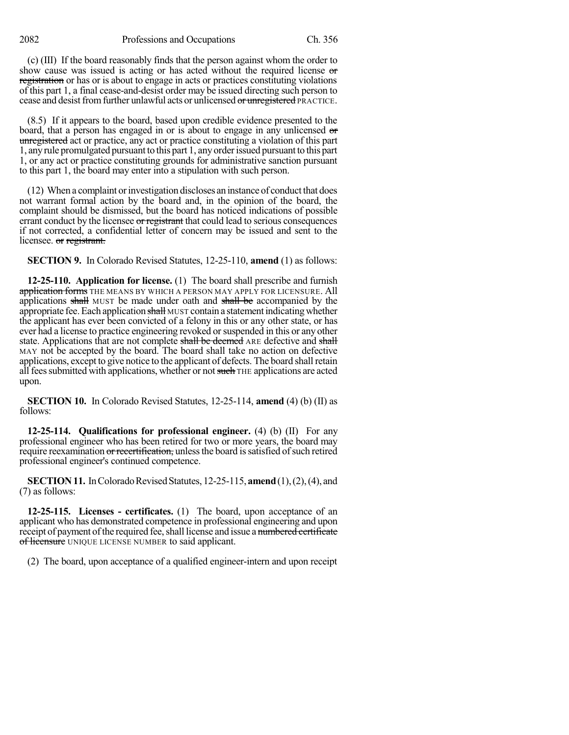(c) (III) If the board reasonably finds that the person against whom the order to show cause was issued is acting or has acted without the required license ~~or registration~~ or has or is about to engage in acts or practices constituting violations of this part 1, a final cease-and-desist order may be issued directing such person to cease and desist from further unlawful acts or unlicensed ~~or unregistered~~ PRACTICE.

(8.5) If it appears to the board, based upon credible evidence presented to the board, that a person has engaged in or is about to engage in any unlicensed ~~or unregistered~~ act or practice, any act or practice constituting a violation of this part 1, any rule promulgated pursuant to this part 1, any order issued pursuant to this part 1, or any act or practice constituting grounds for administrative sanction pursuant to this part 1, the board may enter into a stipulation with such person.

(12) When a complaint or investigation discloses an instance of conduct that does not warrant formal action by the board and, in the opinion of the board, the complaint should be dismissed, but the board has noticed indications of possible errant conduct by the licensee ~~or registrant~~ that could lead to serious consequences if not corrected, a confidential letter of concern may be issued and sent to the licensee. ~~or registrant.~~

**SECTION 9.** In Colorado Revised Statutes, 12-25-110, **amend** (1) as follows:

**12-25-110. Application for license.** (1) The board shall prescribe and furnish ~~application forms~~ THE MEANS BY WHICH A PERSON MAY APPLY FOR LICENSURE. All applications ~~shall~~ MUST be made under oath and ~~shall be~~ accompanied by the appropriate fee. Each application ~~shall~~ MUST contain a statement indicating whether the applicant has ever been convicted of a felony in this or any other state, or has ever had a license to practice engineering revoked or suspended in this or any other state. Applications that are not complete ~~shall be deemed~~ ARE defective and ~~shall~~ MAY not be accepted by the board. The board shall take no action on defective applications, except to give notice to the applicant of defects. The board shall retain all fees submitted with applications, whether or not ~~such~~ THE applications are acted upon.

**SECTION 10.** In Colorado Revised Statutes, 12-25-114, **amend** (4) (b) (II) as follows:

**12-25-114. Qualifications for professional engineer.** (4) (b) (II) For any professional engineer who has been retired for two or more years, the board may require reexamination ~~or recertification,~~ unless the board is satisfied of such retired professional engineer's continued competence.

**SECTION 11.** In Colorado Revised Statutes, 12-25-115, **amend** (1), (2), (4), and (7) as follows:

**12-25-115. Licenses - certificates.** (1) The board, upon acceptance of an applicant who has demonstrated competence in professional engineering and upon receipt of payment of the required fee, shall license and issue a ~~numbered certificate of licensure~~ UNIQUE LICENSE NUMBER to said applicant.

(2) The board, upon acceptance of a qualified engineer-intern and upon receipt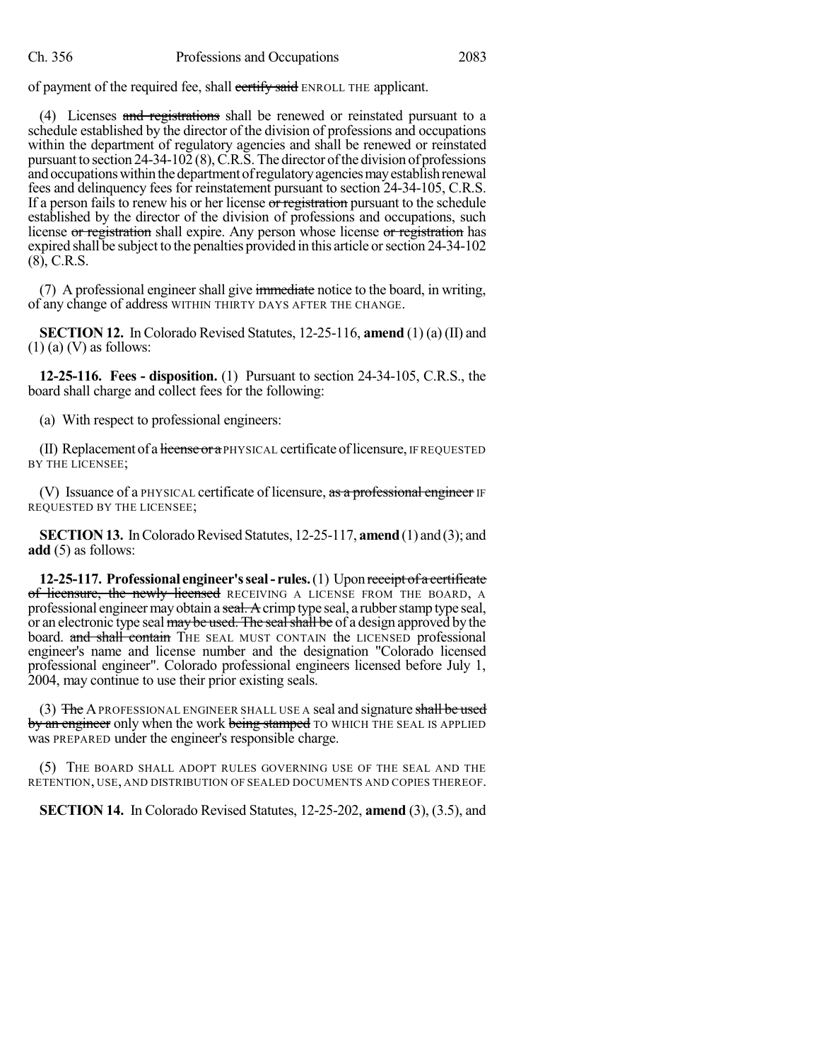of payment of the required fee, shall ~~certify said~~ ENROLL THE applicant.

(4) Licenses ~~and registrations~~ shall be renewed or reinstated pursuant to a schedule established by the director of the division of professions and occupations within the department of regulatory agencies and shall be renewed or reinstated pursuant to section 24-34-102 (8), C.R.S. The director of the division of professions and occupations within the department of regulatory agencies may establish renewal fees and delinquency fees for reinstatement pursuant to section 24-34-105, C.R.S. If a person fails to renew his or her license ~~or registration~~ pursuant to the schedule established by the director of the division of professions and occupations, such license ~~or registration~~ shall expire. Any person whose license ~~or registration~~ has expired shall be subject to the penalties provided in this article or section 24-34-102 (8), C.R.S.

(7) A professional engineer shall give ~~immediate~~ notice to the board, in writing, of any change of address WITHIN THIRTY DAYS AFTER THE CHANGE.

**SECTION 12.** In Colorado Revised Statutes, 12-25-116, **amend** (1) (a) (II) and (1) (a) (V) as follows:

**12-25-116. Fees - disposition.** (1) Pursuant to section 24-34-105, C.R.S., the board shall charge and collect fees for the following:

(a) With respect to professional engineers:

(II) Replacement of a ~~license or a~~ PHYSICAL certificate of licensure, IF REQUESTED BY THE LICENSEE;

(V) Issuance of a PHYSICAL certificate of licensure, ~~as a professional engineer~~ IF REQUESTED BY THE LICENSEE;

**SECTION 13.** In Colorado Revised Statutes, 12-25-117, **amend** (1) and (3); and **add** (5) as follows:

**12-25-117. Professional engineer's seal - rules.** (1) Upon ~~receipt of a certificate of licensure, the newly licensed~~ RECEIVING A LICENSE FROM THE BOARD, A professional engineer may obtain a ~~seal. A~~ crimp type seal, a rubber stamp type seal, or an electronic type seal ~~may be used. The seal shall be~~ of a design approved by the board. ~~and shall contain~~ THE SEAL MUST CONTAIN the LICENSED professional engineer's name and license number and the designation "Colorado licensed professional engineer". Colorado professional engineers licensed before July 1, 2004, may continue to use their prior existing seals.

(3) ~~The~~ A PROFESSIONAL ENGINEER SHALL USE A seal and signature ~~shall be used by an engineer~~ only when the work ~~being stamped~~ TO WHICH THE SEAL IS APPLIED was PREPARED under the engineer's responsible charge.

(5) THE BOARD SHALL ADOPT RULES GOVERNING USE OF THE SEAL AND THE RETENTION, USE, AND DISTRIBUTION OF SEALED DOCUMENTS AND COPIES THEREOF.

**SECTION 14.** In Colorado Revised Statutes, 12-25-202, **amend** (3), (3.5), and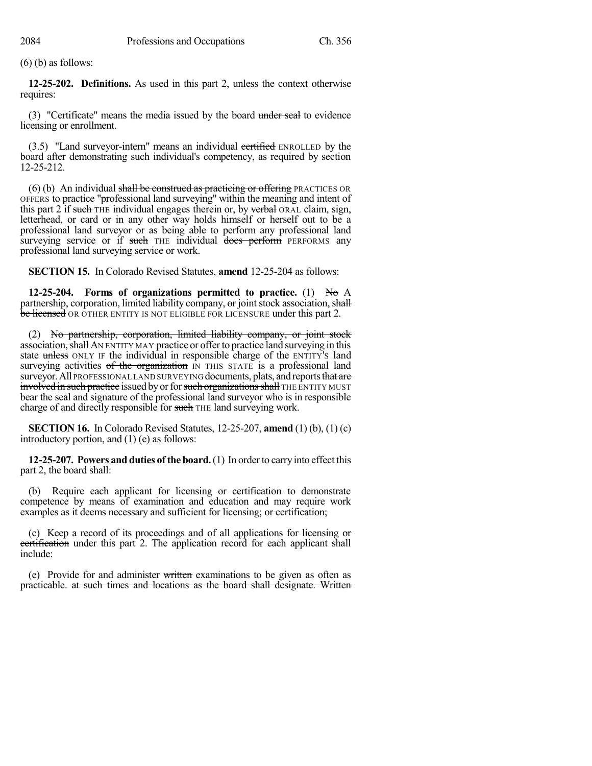(6) (b) as follows:

**12-25-202. Definitions.** As used in this part 2, unless the context otherwise requires:

(3) "Certificate" means the media issued by the board ~~under seal~~ to evidence licensing or enrollment.

(3.5) "Land surveyor-intern" means an individual ~~certified~~ ENROLLED by the board after demonstrating such individual's competency, as required by section 12-25-212.

(6) (b) An individual ~~shall be construed as practicing or offering~~ PRACTICES OR OFFERS to practice "professional land surveying" within the meaning and intent of this part 2 if ~~such~~ THE individual engages therein or, by ~~verbal~~ ORAL claim, sign, letterhead, or card or in any other way holds himself or herself out to be a professional land surveyor or as being able to perform any professional land surveying service or if ~~such~~ THE individual ~~does perform~~ PERFORMS any professional land surveying service or work.

**SECTION 15.** In Colorado Revised Statutes, **amend** 12-25-204 as follows:

**12-25-204. Forms of organizations permitted to practice.** (1) ~~No~~ A partnership, corporation, limited liability company, ~~or~~ joint stock association, ~~shall be licensed~~ OR OTHER ENTITY IS NOT ELIGIBLE FOR LICENSURE under this part 2.

(2) ~~No partnership, corporation, limited liability company, or joint stock association, shall~~ AN ENTITY MAY practice or offer to practice land surveying in this state ~~unless~~ ONLY IF the individual in responsible charge of the ENTITY'S land surveying activities ~~of the organization~~ IN THIS STATE is a professional land surveyor. All PROFESSIONAL LAND SURVEYING documents, plats, and reports ~~that are involved in such practice~~ issued by or for ~~such organizations shall~~ THE ENTITY MUST bear the seal and signature of the professional land surveyor who is in responsible charge of and directly responsible for ~~such~~ THE land surveying work.

**SECTION 16.** In Colorado Revised Statutes, 12-25-207, **amend** (1) (b), (1) (c) introductory portion, and (1) (e) as follows:

**12-25-207. Powers and duties of the board.** (1) In order to carry into effect this part 2, the board shall:

(b) Require each applicant for licensing ~~or certification~~ to demonstrate competence by means of examination and education and may require work examples as it deems necessary and sufficient for licensing; ~~or certification;~~

(c) Keep a record of its proceedings and of all applications for licensing ~~or certification~~ under this part 2. The application record for each applicant shall include:

(e) Provide for and administer ~~written~~ examinations to be given as often as practicable. ~~at such times and locations as the board shall designate. Written~~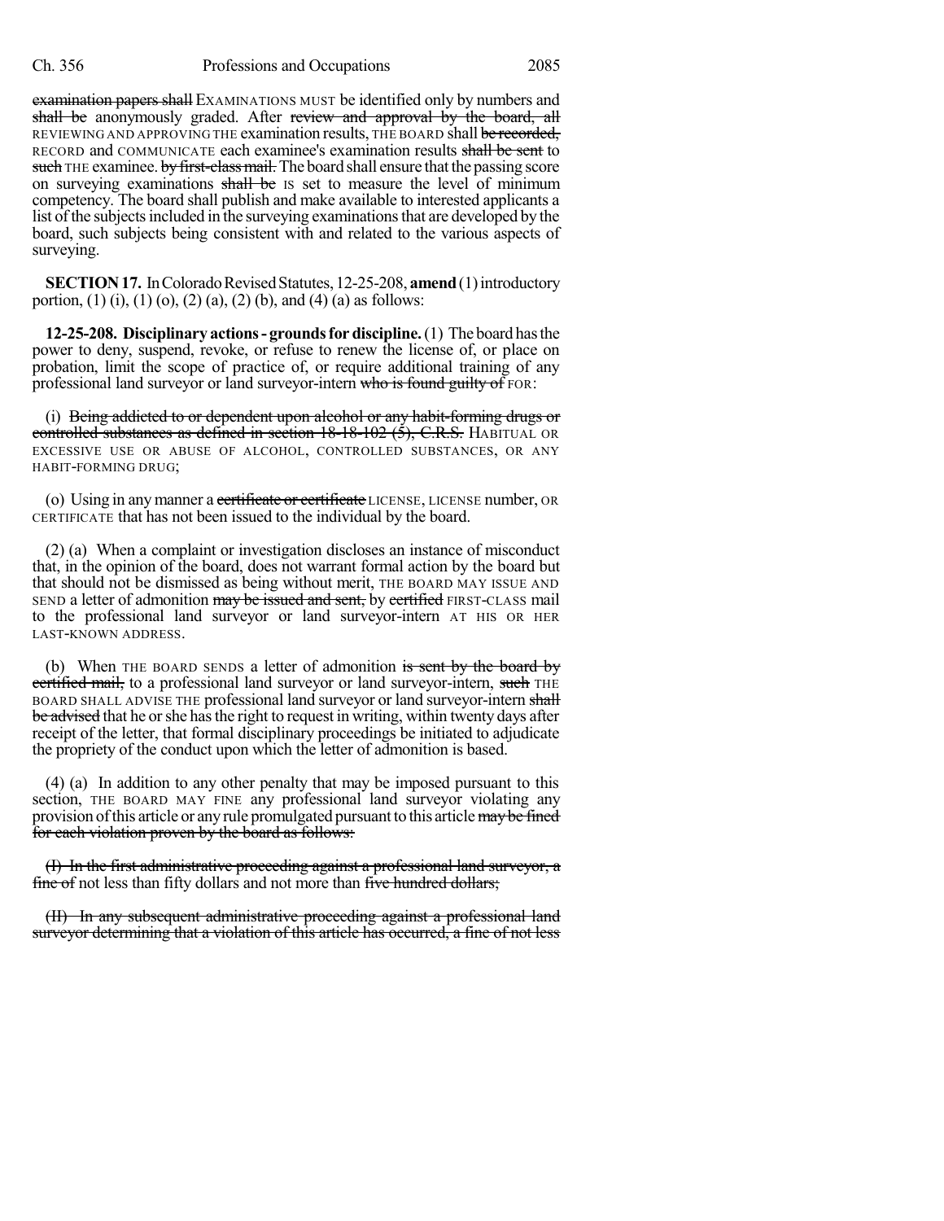examination papers shall EXAMINATIONS MUST be identified only by numbers and shall be anonymously graded. After review and approval by the board, all REVIEWING AND APPROVING THE examination results, THE BOARD shall be recorded, RECORD and COMMUNICATE each examinee's examination results shall be sent to such THE examinee. by first-class mail. The board shall ensure that the passing score on surveying examinations shall be IS set to measure the level of minimum competency. The board shall publish and make available to interested applicants a list of the subjects included in the surveying examinations that are developed by the board, such subjects being consistent with and related to the various aspects of surveying.

**SECTION 17.** In Colorado Revised Statutes, 12-25-208, **amend** (1) introductory portion, (1) (i), (1) (o), (2) (a), (2) (b), and (4) (a) as follows:

**12-25-208. Disciplinary actions - grounds for discipline.** (1) The board has the power to deny, suspend, revoke, or refuse to renew the license of, or place on probation, limit the scope of practice of, or require additional training of any professional land surveyor or land surveyor-intern who is found guilty of FOR:

(i) Being addicted to or dependent upon alcohol or any habit-forming drugs or controlled substances as defined in section 18-18-102 (5), C.R.S. HABITUAL OR EXCESSIVE USE OR ABUSE OF ALCOHOL, CONTROLLED SUBSTANCES, OR ANY HABIT-FORMING DRUG;

(o) Using in any manner a certificate or certificate LICENSE, LICENSE number, OR CERTIFICATE that has not been issued to the individual by the board.

(2) (a) When a complaint or investigation discloses an instance of misconduct that, in the opinion of the board, does not warrant formal action by the board but that should not be dismissed as being without merit, THE BOARD MAY ISSUE AND SEND a letter of admonition may be issued and sent, by certified FIRST-CLASS mail to the professional land surveyor or land surveyor-intern AT HIS OR HER LAST-KNOWN ADDRESS.

(b) When THE BOARD SENDS a letter of admonition is sent by the board by certified mail, to a professional land surveyor or land surveyor-intern, such THE BOARD SHALL ADVISE THE professional land surveyor or land surveyor-intern shall be advised that he or she has the right to request in writing, within twenty days after receipt of the letter, that formal disciplinary proceedings be initiated to adjudicate the propriety of the conduct upon which the letter of admonition is based.

(4) (a) In addition to any other penalty that may be imposed pursuant to this section, THE BOARD MAY FINE any professional land surveyor violating any provision of this article or any rule promulgated pursuant to this article may be fined for each violation proven by the board as follows:

(I) In the first administrative proceeding against a professional land surveyor, a fine of not less than fifty dollars and not more than five hundred dollars;

(II) In any subsequent administrative proceeding against a professional land surveyor determining that a violation of this article has occurred, a fine of not less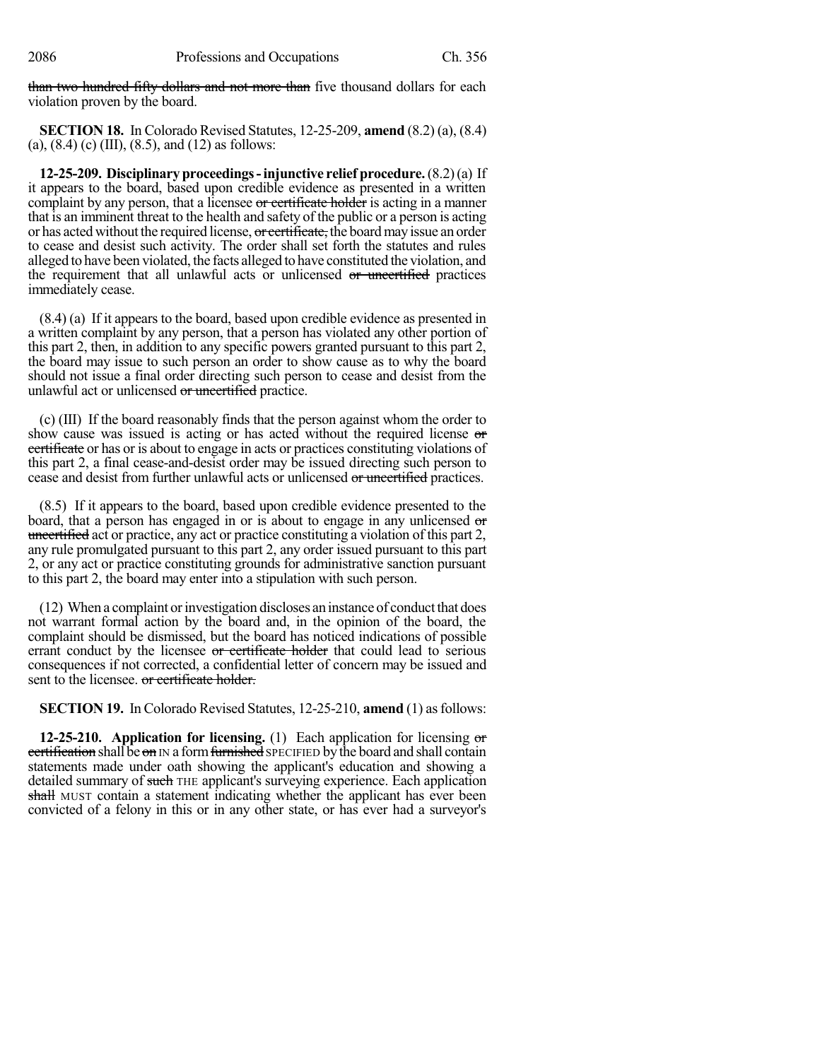than two hundred fifty dollars and not more than five thousand dollars for each violation proven by the board.

**SECTION 18.** In Colorado Revised Statutes, 12-25-209, **amend** (8.2) (a), (8.4) (a), (8.4) (c) (III), (8.5), and (12) as follows:

**12-25-209. Disciplinary proceedings - injunctive relief procedure.** (8.2) (a) If it appears to the board, based upon credible evidence as presented in a written complaint by any person, that a licensee or certificate holder is acting in a manner that is an imminent threat to the health and safety of the public or a person is acting or has acted without the required license, or certificate, the board may issue an order to cease and desist such activity. The order shall set forth the statutes and rules alleged to have been violated, the facts alleged to have constituted the violation, and the requirement that all unlawful acts or unlicensed or uncertified practices immediately cease.

(8.4) (a) If it appears to the board, based upon credible evidence as presented in a written complaint by any person, that a person has violated any other portion of this part 2, then, in addition to any specific powers granted pursuant to this part 2, the board may issue to such person an order to show cause as to why the board should not issue a final order directing such person to cease and desist from the unlawful act or unlicensed or uncertified practice.

(c) (III) If the board reasonably finds that the person against whom the order to show cause was issued is acting or has acted without the required license or certificate or has or is about to engage in acts or practices constituting violations of this part 2, a final cease-and-desist order may be issued directing such person to cease and desist from further unlawful acts or unlicensed or uncertified practices.

(8.5) If it appears to the board, based upon credible evidence presented to the board, that a person has engaged in or is about to engage in any unlicensed or uncertified act or practice, any act or practice constituting a violation of this part 2, any rule promulgated pursuant to this part 2, any order issued pursuant to this part 2, or any act or practice constituting grounds for administrative sanction pursuant to this part 2, the board may enter into a stipulation with such person.

(12) When a complaint or investigation discloses an instance of conduct that does not warrant formal action by the board and, in the opinion of the board, the complaint should be dismissed, but the board has noticed indications of possible errant conduct by the licensee or certificate holder that could lead to serious consequences if not corrected, a confidential letter of concern may be issued and sent to the licensee. or certificate holder.

**SECTION 19.** In Colorado Revised Statutes, 12-25-210, **amend** (1) as follows:

**12-25-210. Application for licensing.** (1) Each application for licensing or certification shall be on IN a form furnished SPECIFIED by the board and shall contain statements made under oath showing the applicant's education and showing a detailed summary of such THE applicant's surveying experience. Each application shall MUST contain a statement indicating whether the applicant has ever been convicted of a felony in this or in any other state, or has ever had a surveyor's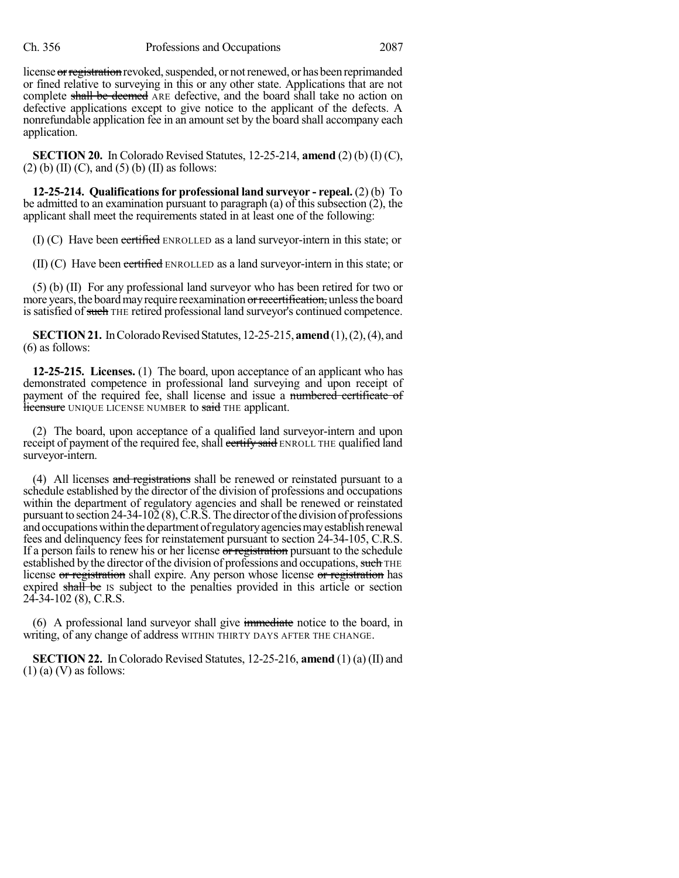license ~~or registration~~ revoked, suspended, or not renewed, or has been reprimanded or fined relative to surveying in this or any other state. Applications that are not complete ~~shall be deemed~~ ARE defective, and the board shall take no action on defective applications except to give notice to the applicant of the defects. A nonrefundable application fee in an amount set by the board shall accompany each application.

**SECTION 20.** In Colorado Revised Statutes, 12-25-214, **amend** (2) (b) (I) (C), (2) (b) (II) (C), and (5) (b) (II) as follows:

**12-25-214. Qualifications for professional land surveyor - repeal.** (2) (b) To be admitted to an examination pursuant to paragraph (a) of this subsection (2), the applicant shall meet the requirements stated in at least one of the following:

(I) (C) Have been ~~certified~~ ENROLLED as a land surveyor-intern in this state; or

(II) (C) Have been ~~certified~~ ENROLLED as a land surveyor-intern in this state; or

(5) (b) (II) For any professional land surveyor who has been retired for two or more years, the board may require reexamination ~~or recertification,~~ unless the board is satisfied of ~~such~~ THE retired professional land surveyor's continued competence.

**SECTION 21.** In Colorado Revised Statutes, 12-25-215, **amend** (1), (2), (4), and (6) as follows:

**12-25-215. Licenses.** (1) The board, upon acceptance of an applicant who has demonstrated competence in professional land surveying and upon receipt of payment of the required fee, shall license and issue a ~~numbered certificate of licensure~~ UNIQUE LICENSE NUMBER to ~~said~~ THE applicant.

(2) The board, upon acceptance of a qualified land surveyor-intern and upon receipt of payment of the required fee, shall ~~certify said~~ ENROLL THE qualified land surveyor-intern.

(4) All licenses ~~and registrations~~ shall be renewed or reinstated pursuant to a schedule established by the director of the division of professions and occupations within the department of regulatory agencies and shall be renewed or reinstated pursuant to section 24-34-102 (8), C.R.S. The director of the division of professions and occupations within the department of regulatory agencies may establish renewal fees and delinquency fees for reinstatement pursuant to section 24-34-105, C.R.S. If a person fails to renew his or her license ~~or registration~~ pursuant to the schedule established by the director of the division of professions and occupations, ~~such~~ THE license ~~or registration~~ shall expire. Any person whose license ~~or registration~~ has expired ~~shall be~~ IS subject to the penalties provided in this article or section 24-34-102 (8), C.R.S.

(6) A professional land surveyor shall give ~~immediate~~ notice to the board, in writing, of any change of address WITHIN THIRTY DAYS AFTER THE CHANGE.

**SECTION 22.** In Colorado Revised Statutes, 12-25-216, **amend** (1) (a) (II) and (1) (a) (V) as follows: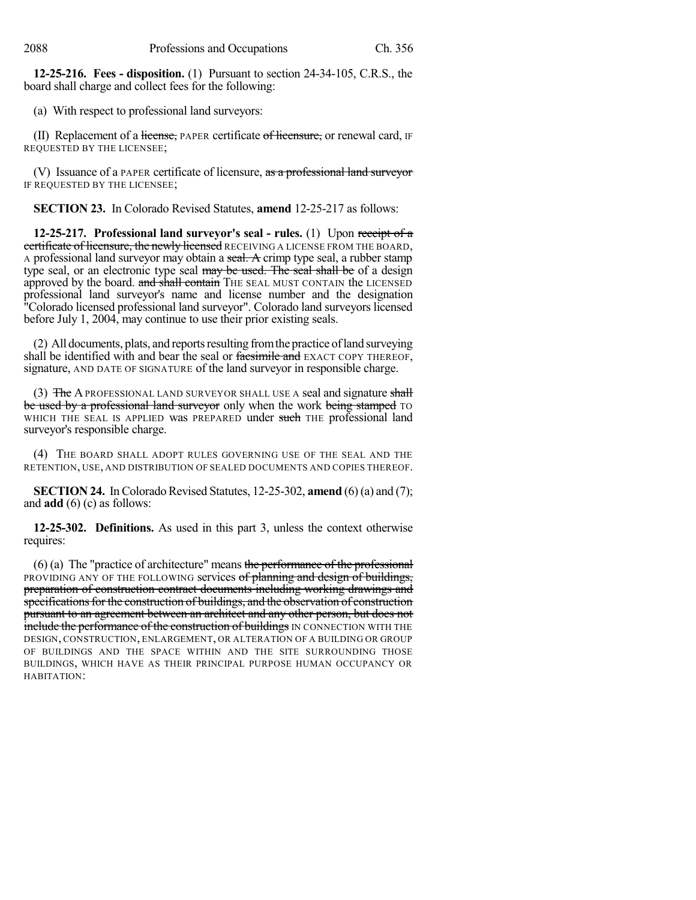**12-25-216. Fees - disposition.** (1) Pursuant to section 24-34-105, C.R.S., the board shall charge and collect fees for the following:

(a) With respect to professional land surveyors:

(II) Replacement of a ~~license,~~ PAPER certificate ~~of licensure,~~ or renewal card, IF REQUESTED BY THE LICENSEE;

(V) Issuance of a PAPER certificate of licensure, ~~as a professional land surveyor~~ IF REQUESTED BY THE LICENSEE;

**SECTION 23.** In Colorado Revised Statutes, **amend** 12-25-217 as follows:

**12-25-217. Professional land surveyor's seal - rules.** (1) Upon ~~receipt of a certificate of licensure, the newly licensed~~ RECEIVING A LICENSE FROM THE BOARD, A professional land surveyor may obtain a ~~seal. A~~ crimp type seal, a rubber stamp type seal, or an electronic type seal ~~may be used. The seal shall be~~ of a design approved by the board. ~~and shall contain~~ THE SEAL MUST CONTAIN the LICENSED professional land surveyor's name and license number and the designation "Colorado licensed professional land surveyor". Colorado land surveyors licensed before July 1, 2004, may continue to use their prior existing seals.

(2) All documents, plats, and reports resulting from the practice of land surveying shall be identified with and bear the seal or ~~facsimile and~~ EXACT COPY THEREOF, signature, AND DATE OF SIGNATURE of the land surveyor in responsible charge.

(3) ~~The~~ A PROFESSIONAL LAND SURVEYOR SHALL USE A seal and signature ~~shall be used by a professional land surveyor~~ only when the work ~~being stamped~~ TO WHICH THE SEAL IS APPLIED was PREPARED under ~~such~~ THE professional land surveyor's responsible charge.

(4) THE BOARD SHALL ADOPT RULES GOVERNING USE OF THE SEAL AND THE RETENTION, USE, AND DISTRIBUTION OF SEALED DOCUMENTS AND COPIES THEREOF.

**SECTION 24.** In Colorado Revised Statutes, 12-25-302, **amend** (6) (a) and (7); and **add** (6) (c) as follows:

**12-25-302. Definitions.** As used in this part 3, unless the context otherwise requires:

(6) (a) The "practice of architecture" means ~~the performance of the professional~~ PROVIDING ANY OF THE FOLLOWING services ~~of planning and design of buildings, preparation of construction contract documents including working drawings and specifications for the construction of buildings, and the observation of construction pursuant to an agreement between an architect and any other person, but does not include the performance of the construction of buildings~~ IN CONNECTION WITH THE DESIGN, CONSTRUCTION, ENLARGEMENT, OR ALTERATION OF A BUILDING OR GROUP OF BUILDINGS AND THE SPACE WITHIN AND THE SITE SURROUNDING THOSE BUILDINGS, WHICH HAVE AS THEIR PRINCIPAL PURPOSE HUMAN OCCUPANCY OR HABITATION: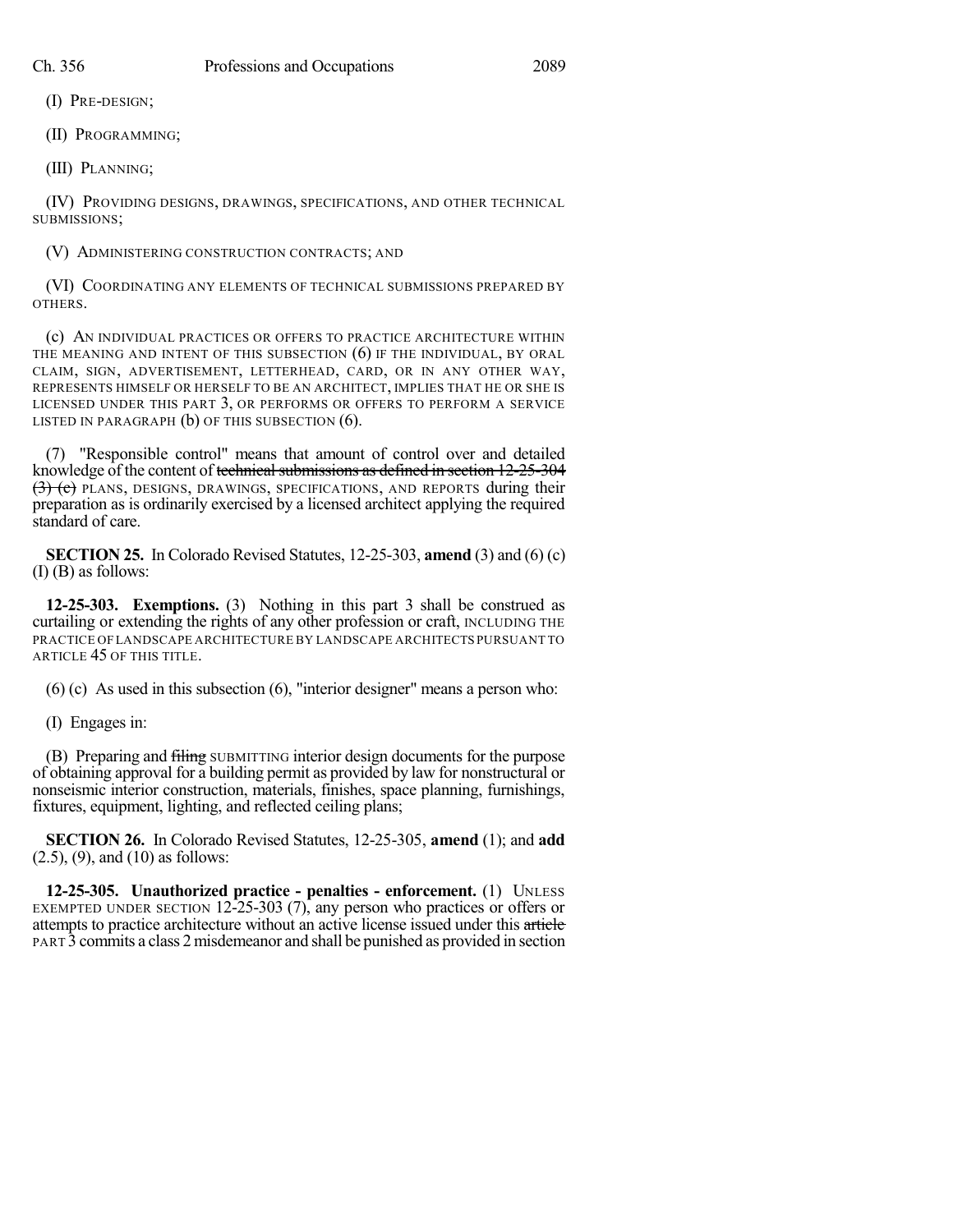(I) PRE-DESIGN;

(II) PROGRAMMING;

(III) PLANNING;

(IV) PROVIDING DESIGNS, DRAWINGS, SPECIFICATIONS, AND OTHER TECHNICAL SUBMISSIONS;

(V) ADMINISTERING CONSTRUCTION CONTRACTS; AND

(VI) COORDINATING ANY ELEMENTS OF TECHNICAL SUBMISSIONS PREPARED BY OTHERS.

(c) AN INDIVIDUAL PRACTICES OR OFFERS TO PRACTICE ARCHITECTURE WITHIN THE MEANING AND INTENT OF THIS SUBSECTION (6) IF THE INDIVIDUAL, BY ORAL CLAIM, SIGN, ADVERTISEMENT, LETTERHEAD, CARD, OR IN ANY OTHER WAY, REPRESENTS HIMSELF OR HERSELF TO BE AN ARCHITECT, IMPLIES THAT HE OR SHE IS LICENSED UNDER THIS PART 3, OR PERFORMS OR OFFERS TO PERFORM A SERVICE LISTED IN PARAGRAPH (b) OF THIS SUBSECTION (6).

(7) "Responsible control" means that amount of control over and detailed knowledge of the content of ~~technical submissions as defined in section 12-25-304 (3) (c)~~ PLANS, DESIGNS, DRAWINGS, SPECIFICATIONS, AND REPORTS during their preparation as is ordinarily exercised by a licensed architect applying the required standard of care.

**SECTION 25.** In Colorado Revised Statutes, 12-25-303, **amend** (3) and (6) (c) (I) (B) as follows:

**12-25-303. Exemptions.** (3) Nothing in this part 3 shall be construed as curtailing or extending the rights of any other profession or craft, INCLUDING THE PRACTICE OF LANDSCAPE ARCHITECTURE BY LANDSCAPE ARCHITECTS PURSUANT TO ARTICLE 45 OF THIS TITLE.

(6) (c) As used in this subsection (6), "interior designer" means a person who:

(I) Engages in:

(B) Preparing and ~~filing~~ SUBMITTING interior design documents for the purpose of obtaining approval for a building permit as provided by law for nonstructural or nonseismic interior construction, materials, finishes, space planning, furnishings, fixtures, equipment, lighting, and reflected ceiling plans;

**SECTION 26.** In Colorado Revised Statutes, 12-25-305, **amend** (1); and **add** (2.5), (9), and (10) as follows:

**12-25-305. Unauthorized practice - penalties - enforcement.** (1) UNLESS EXEMPTED UNDER SECTION 12-25-303 (7), any person who practices or offers or attempts to practice architecture without an active license issued under this ~~article~~ PART 3 commits a class 2 misdemeanor and shall be punished as provided in section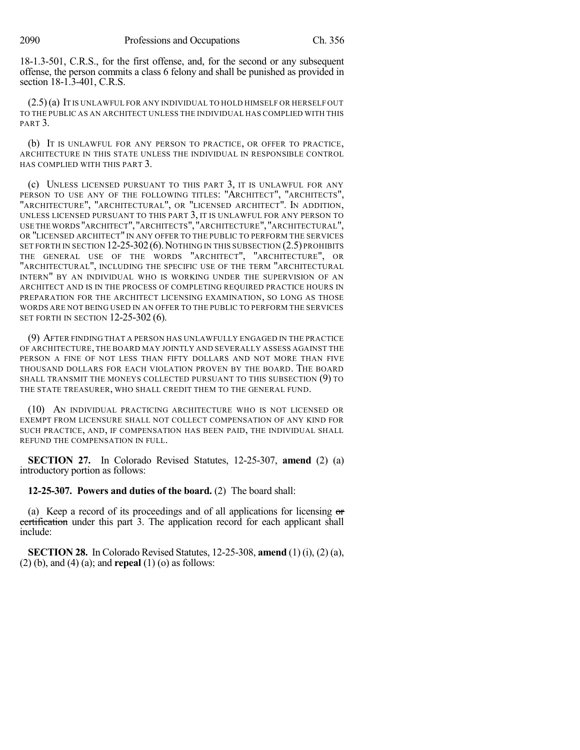18-1.3-501, C.R.S., for the first offense, and, for the second or any subsequent offense, the person commits a class 6 felony and shall be punished as provided in section 18-1.3-401, C.R.S.

(2.5) (a) IT IS UNLAWFUL FOR ANY INDIVIDUAL TO HOLD HIMSELF OR HERSELF OUT TO THE PUBLIC AS AN ARCHITECT UNLESS THE INDIVIDUAL HAS COMPLIED WITH THIS PART 3.

(b) IT IS UNLAWFUL FOR ANY PERSON TO PRACTICE, OR OFFER TO PRACTICE, ARCHITECTURE IN THIS STATE UNLESS THE INDIVIDUAL IN RESPONSIBLE CONTROL HAS COMPLIED WITH THIS PART 3.

(c) UNLESS LICENSED PURSUANT TO THIS PART 3, IT IS UNLAWFUL FOR ANY PERSON TO USE ANY OF THE FOLLOWING TITLES: "ARCHITECT", "ARCHITECTS", "ARCHITECTURE", "ARCHITECTURAL", OR "LICENSED ARCHITECT". IN ADDITION, UNLESS LICENSED PURSUANT TO THIS PART 3, IT IS UNLAWFUL FOR ANY PERSON TO USE THE WORDS "ARCHITECT", "ARCHITECTS", "ARCHITECTURE", "ARCHITECTURAL", OR "LICENSED ARCHITECT" IN ANY OFFER TO THE PUBLIC TO PERFORM THE SERVICES SET FORTH IN SECTION 12-25-302 (6). NOTHING IN THIS SUBSECTION (2.5) PROHIBITS THE GENERAL USE OF THE WORDS "ARCHITECT", "ARCHITECTURE", OR "ARCHITECTURAL", INCLUDING THE SPECIFIC USE OF THE TERM "ARCHITECTURAL INTERN" BY AN INDIVIDUAL WHO IS WORKING UNDER THE SUPERVISION OF AN ARCHITECT AND IS IN THE PROCESS OF COMPLETING REQUIRED PRACTICE HOURS IN PREPARATION FOR THE ARCHITECT LICENSING EXAMINATION, SO LONG AS THOSE WORDS ARE NOT BEING USED IN AN OFFER TO THE PUBLIC TO PERFORM THE SERVICES SET FORTH IN SECTION 12-25-302 (6).

(9) AFTER FINDING THAT A PERSON HAS UNLAWFULLY ENGAGED IN THE PRACTICE OF ARCHITECTURE, THE BOARD MAY JOINTLY AND SEVERALLY ASSESS AGAINST THE PERSON A FINE OF NOT LESS THAN FIFTY DOLLARS AND NOT MORE THAN FIVE THOUSAND DOLLARS FOR EACH VIOLATION PROVEN BY THE BOARD. THE BOARD SHALL TRANSMIT THE MONEYS COLLECTED PURSUANT TO THIS SUBSECTION (9) TO THE STATE TREASURER, WHO SHALL CREDIT THEM TO THE GENERAL FUND.

(10) AN INDIVIDUAL PRACTICING ARCHITECTURE WHO IS NOT LICENSED OR EXEMPT FROM LICENSURE SHALL NOT COLLECT COMPENSATION OF ANY KIND FOR SUCH PRACTICE, AND, IF COMPENSATION HAS BEEN PAID, THE INDIVIDUAL SHALL REFUND THE COMPENSATION IN FULL.

**SECTION 27.** In Colorado Revised Statutes, 12-25-307, **amend** (2) (a) introductory portion as follows:

**12-25-307. Powers and duties of the board.** (2) The board shall:

(a) Keep a record of its proceedings and of all applications for licensing ~~or certification~~ under this part 3. The application record for each applicant shall include:

**SECTION 28.** In Colorado Revised Statutes, 12-25-308, **amend** (1) (i), (2) (a), (2) (b), and (4) (a); and **repeal** (1) (o) as follows: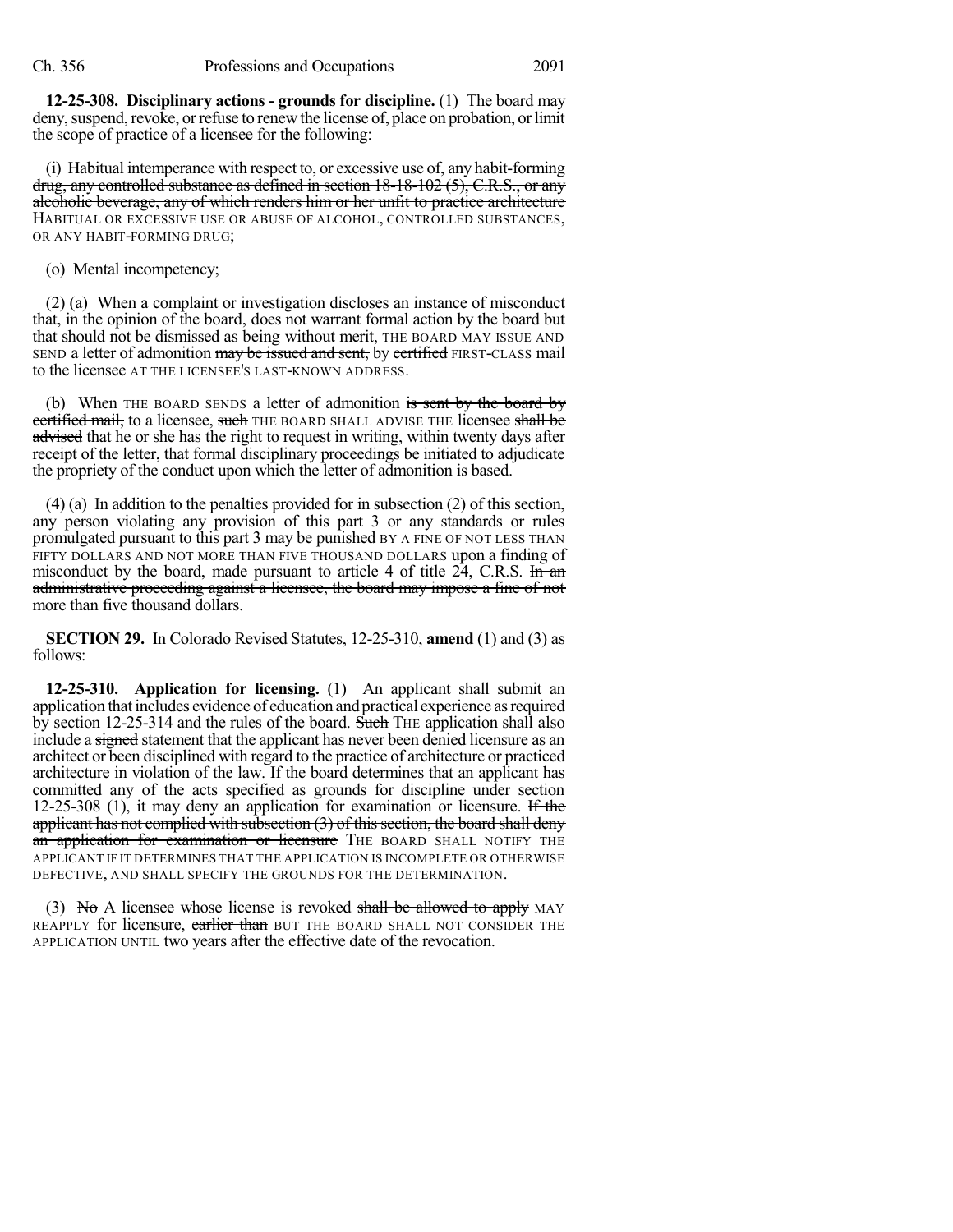**12-25-308. Disciplinary actions - grounds for discipline.** (1) The board may deny, suspend, revoke, or refuse to renew the license of, place on probation, or limit the scope of practice of a licensee for the following:

(i) ~~Habitual intemperance with respect to, or excessive use of, any habit-forming drug, any controlled substance as defined in section 18-18-102 (5), C.R.S., or any alcoholic beverage, any of which renders him or her unfit to practice architecture~~ HABITUAL OR EXCESSIVE USE OR ABUSE OF ALCOHOL, CONTROLLED SUBSTANCES, OR ANY HABIT-FORMING DRUG;

(o) ~~Mental incompetency;~~

(2) (a) When a complaint or investigation discloses an instance of misconduct that, in the opinion of the board, does not warrant formal action by the board but that should not be dismissed as being without merit, THE BOARD MAY ISSUE AND SEND a letter of admonition ~~may be issued and sent,~~ by ~~certified~~ FIRST-CLASS mail to the licensee AT THE LICENSEE'S LAST-KNOWN ADDRESS.

(b) When THE BOARD SENDS a letter of admonition ~~is sent by the board by certified mail,~~ to a licensee, ~~such~~ THE BOARD SHALL ADVISE THE licensee ~~shall be advised~~ that he or she has the right to request in writing, within twenty days after receipt of the letter, that formal disciplinary proceedings be initiated to adjudicate the propriety of the conduct upon which the letter of admonition is based.

(4) (a) In addition to the penalties provided for in subsection (2) of this section, any person violating any provision of this part 3 or any standards or rules promulgated pursuant to this part 3 may be punished BY A FINE OF NOT LESS THAN FIFTY DOLLARS AND NOT MORE THAN FIVE THOUSAND DOLLARS upon a finding of misconduct by the board, made pursuant to article 4 of title 24, C.R.S. ~~In an administrative proceeding against a licensee, the board may impose a fine of not more than five thousand dollars.~~

**SECTION 29.** In Colorado Revised Statutes, 12-25-310, **amend** (1) and (3) as follows:

**12-25-310. Application for licensing.** (1) An applicant shall submit an application that includes evidence of education and practical experience as required by section 12-25-314 and the rules of the board. ~~Such~~ THE application shall also include a ~~signed~~ statement that the applicant has never been denied licensure as an architect or been disciplined with regard to the practice of architecture or practiced architecture in violation of the law. If the board determines that an applicant has committed any of the acts specified as grounds for discipline under section 12-25-308 (1), it may deny an application for examination or licensure. ~~If the applicant has not complied with subsection (3) of this section, the board shall deny an application for examination or licensure~~ THE BOARD SHALL NOTIFY THE APPLICANT IF IT DETERMINES THAT THE APPLICATION IS INCOMPLETE OR OTHERWISE DEFECTIVE, AND SHALL SPECIFY THE GROUNDS FOR THE DETERMINATION.

(3) ~~No~~ A licensee whose license is revoked ~~shall be allowed to apply~~ MAY REAPPLY for licensure, ~~earlier than~~ BUT THE BOARD SHALL NOT CONSIDER THE APPLICATION UNTIL two years after the effective date of the revocation.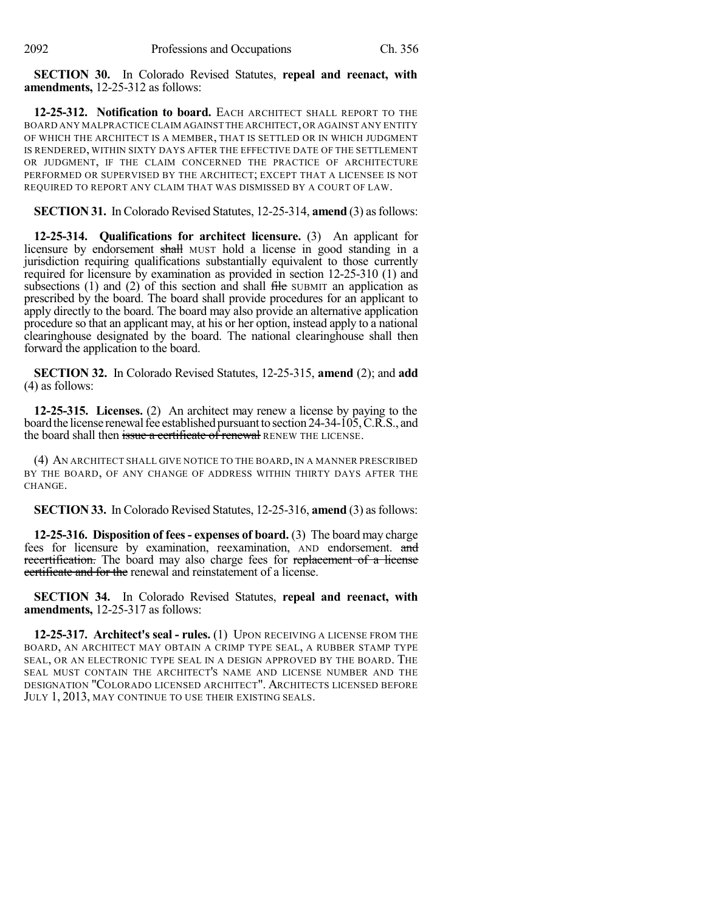**SECTION 30.** In Colorado Revised Statutes, **repeal and reenact, with amendments,** 12-25-312 as follows:

**12-25-312. Notification to board.** EACH ARCHITECT SHALL REPORT TO THE BOARD ANY MALPRACTICE CLAIM AGAINST THE ARCHITECT, OR AGAINST ANY ENTITY OF WHICH THE ARCHITECT IS A MEMBER, THAT IS SETTLED OR IN WHICH JUDGMENT IS RENDERED, WITHIN SIXTY DAYS AFTER THE EFFECTIVE DATE OF THE SETTLEMENT OR JUDGMENT, IF THE CLAIM CONCERNED THE PRACTICE OF ARCHITECTURE PERFORMED OR SUPERVISED BY THE ARCHITECT; EXCEPT THAT A LICENSEE IS NOT REQUIRED TO REPORT ANY CLAIM THAT WAS DISMISSED BY A COURT OF LAW.

**SECTION 31.** In Colorado Revised Statutes, 12-25-314, **amend** (3) as follows:

**12-25-314. Qualifications for architect licensure.** (3) An applicant for licensure by endorsement ~~shall~~ MUST hold a license in good standing in a jurisdiction requiring qualifications substantially equivalent to those currently required for licensure by examination as provided in section 12-25-310 (1) and subsections (1) and (2) of this section and shall ~~file~~ SUBMIT an application as prescribed by the board. The board shall provide procedures for an applicant to apply directly to the board. The board may also provide an alternative application procedure so that an applicant may, at his or her option, instead apply to a national clearinghouse designated by the board. The national clearinghouse shall then forward the application to the board.

**SECTION 32.** In Colorado Revised Statutes, 12-25-315, **amend** (2); and **add** (4) as follows:

**12-25-315. Licenses.** (2) An architect may renew a license by paying to the board the license renewal fee established pursuant to section 24-34-105, C.R.S., and the board shall then ~~issue a certificate of renewal~~ RENEW THE LICENSE.

(4) AN ARCHITECT SHALL GIVE NOTICE TO THE BOARD, IN A MANNER PRESCRIBED BY THE BOARD, OF ANY CHANGE OF ADDRESS WITHIN THIRTY DAYS AFTER THE CHANGE.

**SECTION 33.** In Colorado Revised Statutes, 12-25-316, **amend** (3) as follows:

**12-25-316. Disposition of fees - expenses of board.** (3) The board may charge fees for licensure by examination, reexamination, AND endorsement. ~~and recertification.~~ The board may also charge fees for ~~replacement of a license certificate and for the~~ renewal and reinstatement of a license.

**SECTION 34.** In Colorado Revised Statutes, **repeal and reenact, with amendments,** 12-25-317 as follows:

**12-25-317. Architect's seal - rules.** (1) UPON RECEIVING A LICENSE FROM THE BOARD, AN ARCHITECT MAY OBTAIN A CRIMP TYPE SEAL, A RUBBER STAMP TYPE SEAL, OR AN ELECTRONIC TYPE SEAL IN A DESIGN APPROVED BY THE BOARD. THE SEAL MUST CONTAIN THE ARCHITECT'S NAME AND LICENSE NUMBER AND THE DESIGNATION "COLORADO LICENSED ARCHITECT". ARCHITECTS LICENSED BEFORE JULY 1, 2013, MAY CONTINUE TO USE THEIR EXISTING SEALS.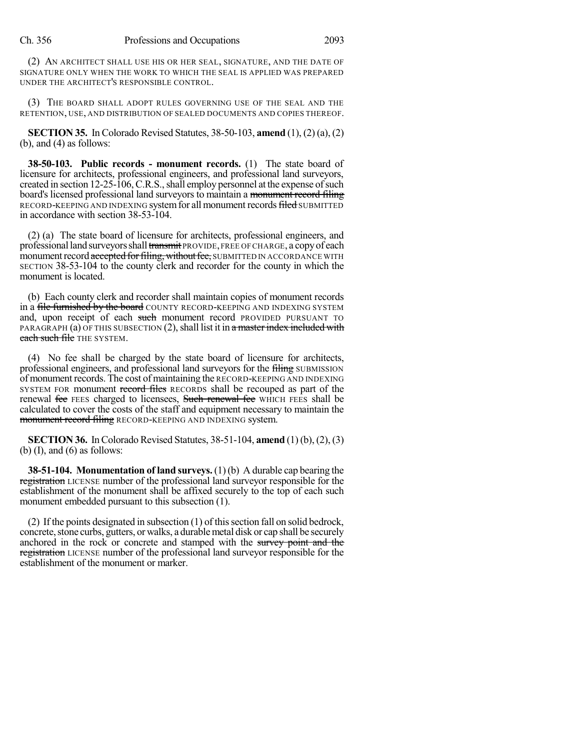(2) AN ARCHITECT SHALL USE HIS OR HER SEAL, SIGNATURE, AND THE DATE OF SIGNATURE ONLY WHEN THE WORK TO WHICH THE SEAL IS APPLIED WAS PREPARED UNDER THE ARCHITECT'S RESPONSIBLE CONTROL.

(3) THE BOARD SHALL ADOPT RULES GOVERNING USE OF THE SEAL AND THE RETENTION, USE, AND DISTRIBUTION OF SEALED DOCUMENTS AND COPIES THEREOF.

**SECTION 35.** In Colorado Revised Statutes, 38-50-103, **amend** (1), (2) (a), (2) (b), and (4) as follows:

**38-50-103. Public records - monument records.** (1) The state board of licensure for architects, professional engineers, and professional land surveyors, created in section 12-25-106, C.R.S., shall employ personnel at the expense of such board's licensed professional land surveyors to maintain a ~~monument record filing~~ RECORD-KEEPING AND INDEXING system for all monument records ~~filed~~ SUBMITTED in accordance with section 38-53-104.

(2) (a) The state board of licensure for architects, professional engineers, and professional land surveyors shall ~~transmit~~ PROVIDE, FREE OF CHARGE, a copy of each monument record ~~accepted for filing, without fee,~~ SUBMITTED IN ACCORDANCE WITH SECTION 38-53-104 to the county clerk and recorder for the county in which the monument is located.

(b) Each county clerk and recorder shall maintain copies of monument records in a ~~file furnished by the board~~ COUNTY RECORD-KEEPING AND INDEXING SYSTEM and, upon receipt of each ~~such~~ monument record PROVIDED PURSUANT TO PARAGRAPH (a) OF THIS SUBSECTION (2), shall list it in ~~a master index included with each such file~~ THE SYSTEM.

(4) No fee shall be charged by the state board of licensure for architects, professional engineers, and professional land surveyors for the ~~filing~~ SUBMISSION of monument records. The cost of maintaining the RECORD-KEEPING AND INDEXING SYSTEM FOR monument ~~record files~~ RECORDS shall be recouped as part of the renewal ~~fee~~ FEES charged to licensees, ~~Such renewal fee~~ WHICH FEES shall be calculated to cover the costs of the staff and equipment necessary to maintain the ~~monument record filing~~ RECORD-KEEPING AND INDEXING system.

**SECTION 36.** In Colorado Revised Statutes, 38-51-104, **amend** (1) (b), (2), (3) (b) (I), and (6) as follows:

**38-51-104. Monumentation of land surveys.** (1) (b) A durable cap bearing the ~~registration~~ LICENSE number of the professional land surveyor responsible for the establishment of the monument shall be affixed securely to the top of each such monument embedded pursuant to this subsection (1).

(2) If the points designated in subsection (1) of this section fall on solid bedrock, concrete, stone curbs, gutters, or walks, a durable metal disk or cap shall be securely anchored in the rock or concrete and stamped with the ~~survey point and the registration~~ LICENSE number of the professional land surveyor responsible for the establishment of the monument or marker.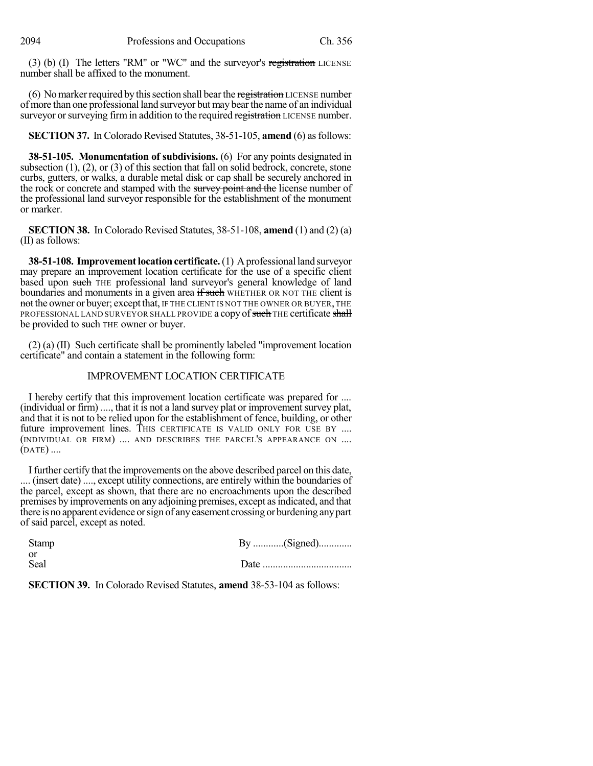(3) (b) (I) The letters "RM" or "WC" and the surveyor's ~~registration~~ LICENSE number shall be affixed to the monument.

(6) No marker required by this section shall bear the ~~registration~~ LICENSE number of more than one professional land surveyor but may bear the name of an individual surveyor or surveying firm in addition to the required ~~registration~~ LICENSE number.

**SECTION 37.** In Colorado Revised Statutes, 38-51-105, **amend** (6) as follows:

**38-51-105. Monumentation of subdivisions.** (6) For any points designated in subsection (1), (2), or (3) of this section that fall on solid bedrock, concrete, stone curbs, gutters, or walks, a durable metal disk or cap shall be securely anchored in the rock or concrete and stamped with the ~~survey point and the~~ license number of the professional land surveyor responsible for the establishment of the monument or marker.

**SECTION 38.** In Colorado Revised Statutes, 38-51-108, **amend** (1) and (2) (a) (II) as follows:

**38-51-108. Improvement location certificate.** (1) A professional land surveyor may prepare an improvement location certificate for the use of a specific client based upon ~~such~~ THE professional land surveyor's general knowledge of land boundaries and monuments in a given area ~~if such~~ WHETHER OR NOT THE client is ~~not~~ the owner or buyer; except that, IF THE CLIENT IS NOT THE OWNER OR BUYER, THE PROFESSIONAL LAND SURVEYOR SHALL PROVIDE a copy of ~~such~~ THE certificate ~~shall be provided~~ to ~~such~~ THE owner or buyer.

(2) (a) (II) Such certificate shall be prominently labeled "improvement location certificate" and contain a statement in the following form:

IMPROVEMENT LOCATION CERTIFICATE

I hereby certify that this improvement location certificate was prepared for .... (individual or firm) ...., that it is not a land survey plat or improvement survey plat, and that it is not to be relied upon for the establishment of fence, building, or other future improvement lines. THIS CERTIFICATE IS VALID ONLY FOR USE BY .... (INDIVIDUAL OR FIRM) .... AND DESCRIBES THE PARCEL'S APPEARANCE ON .... (DATE) ....

I further certify that the improvements on the above described parcel on this date, .... (insert date) ...., except utility connections, are entirely within the boundaries of the parcel, except as shown, that there are no encroachments upon the described premises by improvements on any adjoining premises, except as indicated, and that there is no apparent evidence or sign of any easement crossing or burdening any part of said parcel, except as noted.

Stamp
or
Seal

By ............(Signed).............

Date ...................................

**SECTION 39.** In Colorado Revised Statutes, **amend** 38-53-104 as follows: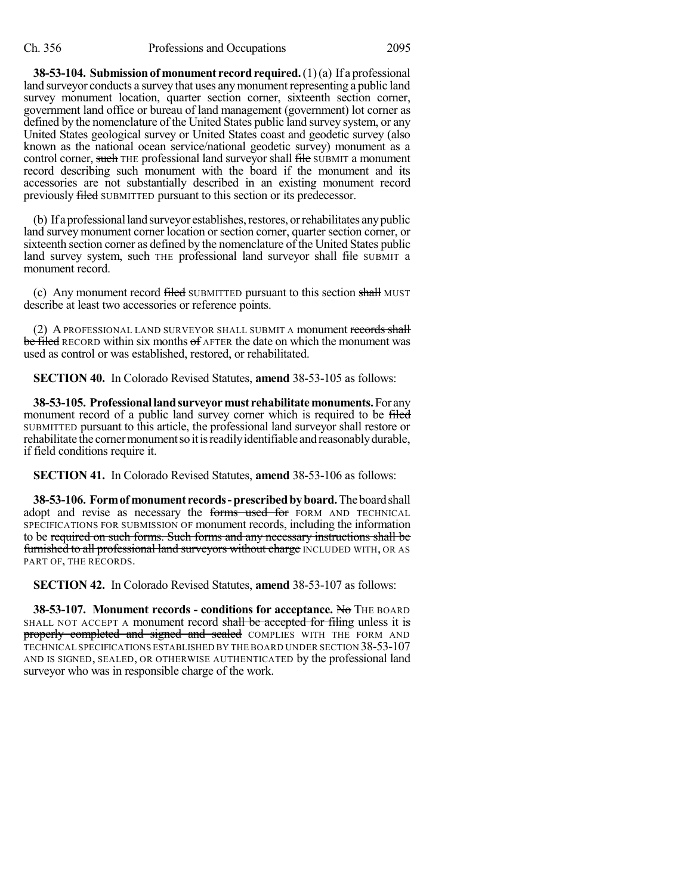**38-53-104. Submission of monument record required.** (1) (a) If a professional land surveyor conducts a survey that uses any monument representing a public land survey monument location, quarter section corner, sixteenth section corner, government land office or bureau of land management (government) lot corner as defined by the nomenclature of the United States public land survey system, or any United States geological survey or United States coast and geodetic survey (also known as the national ocean service/national geodetic survey) monument as a control corner, ~~such~~ THE professional land surveyor shall ~~file~~ SUBMIT a monument record describing such monument with the board if the monument and its accessories are not substantially described in an existing monument record previously ~~filed~~ SUBMITTED pursuant to this section or its predecessor.

(b) If a professional land surveyor establishes, restores, or rehabilitates any public land survey monument corner location or section corner, quarter section corner, or sixteenth section corner as defined by the nomenclature of the United States public land survey system, ~~such~~ THE professional land surveyor shall ~~file~~ SUBMIT a monument record.

(c) Any monument record ~~filed~~ SUBMITTED pursuant to this section ~~shall~~ MUST describe at least two accessories or reference points.

(2) A PROFESSIONAL LAND SURVEYOR SHALL SUBMIT A monument ~~records shall be filed~~ RECORD within six months ~~of~~ AFTER the date on which the monument was used as control or was established, restored, or rehabilitated.

**SECTION 40.** In Colorado Revised Statutes, **amend** 38-53-105 as follows:

**38-53-105. Professional land surveyor must rehabilitate monuments.** For any monument record of a public land survey corner which is required to be ~~filed~~ SUBMITTED pursuant to this article, the professional land surveyor shall restore or rehabilitate the corner monument so it is readily identifiable and reasonably durable, if field conditions require it.

**SECTION 41.** In Colorado Revised Statutes, **amend** 38-53-106 as follows:

**38-53-106. Form of monument records - prescribed by board.** The board shall adopt and revise as necessary the ~~forms used for~~ FORM AND TECHNICAL SPECIFICATIONS FOR SUBMISSION OF monument records, including the information to be ~~required on such forms. Such forms and any necessary instructions shall be furnished to all professional land surveyors without charge~~ INCLUDED WITH, OR AS PART OF, THE RECORDS.

**SECTION 42.** In Colorado Revised Statutes, **amend** 38-53-107 as follows:

**38-53-107. Monument records - conditions for acceptance.** ~~No~~ THE BOARD SHALL NOT ACCEPT A monument record ~~shall be accepted for filing~~ unless it ~~is properly completed and signed and sealed~~ COMPLIES WITH THE FORM AND TECHNICAL SPECIFICATIONS ESTABLISHED BY THE BOARD UNDER SECTION 38-53-107 AND IS SIGNED, SEALED, OR OTHERWISE AUTHENTICATED by the professional land surveyor who was in responsible charge of the work.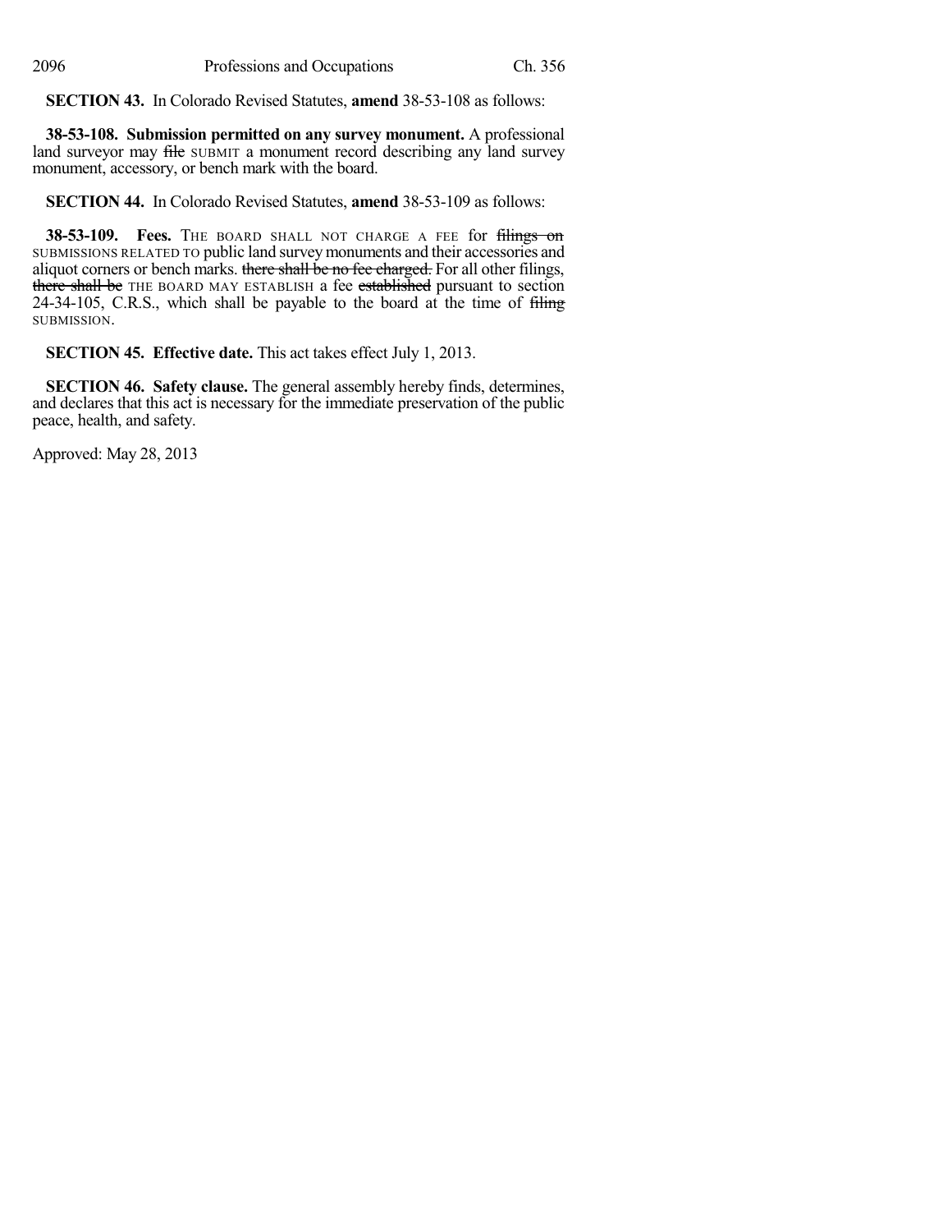**SECTION 43.** In Colorado Revised Statutes, **amend** 38-53-108 as follows:

**38-53-108. Submission permitted on any survey monument.** A professional land surveyor may ~~file~~ SUBMIT a monument record describing any land survey monument, accessory, or bench mark with the board.

**SECTION 44.** In Colorado Revised Statutes, **amend** 38-53-109 as follows:

**38-53-109. Fees.** THE BOARD SHALL NOT CHARGE A FEE for ~~filings on~~ SUBMISSIONS RELATED TO public land survey monuments and their accessories and aliquot corners or bench marks. ~~there shall be no fee charged.~~ For all other filings, ~~there shall be~~ THE BOARD MAY ESTABLISH a fee ~~established~~ pursuant to section 24-34-105, C.R.S., which shall be payable to the board at the time of ~~filing~~ SUBMISSION.

**SECTION 45. Effective date.** This act takes effect July 1, 2013.

**SECTION 46. Safety clause.** The general assembly hereby finds, determines, and declares that this act is necessary for the immediate preservation of the public peace, health, and safety.

Approved: May 28, 2013